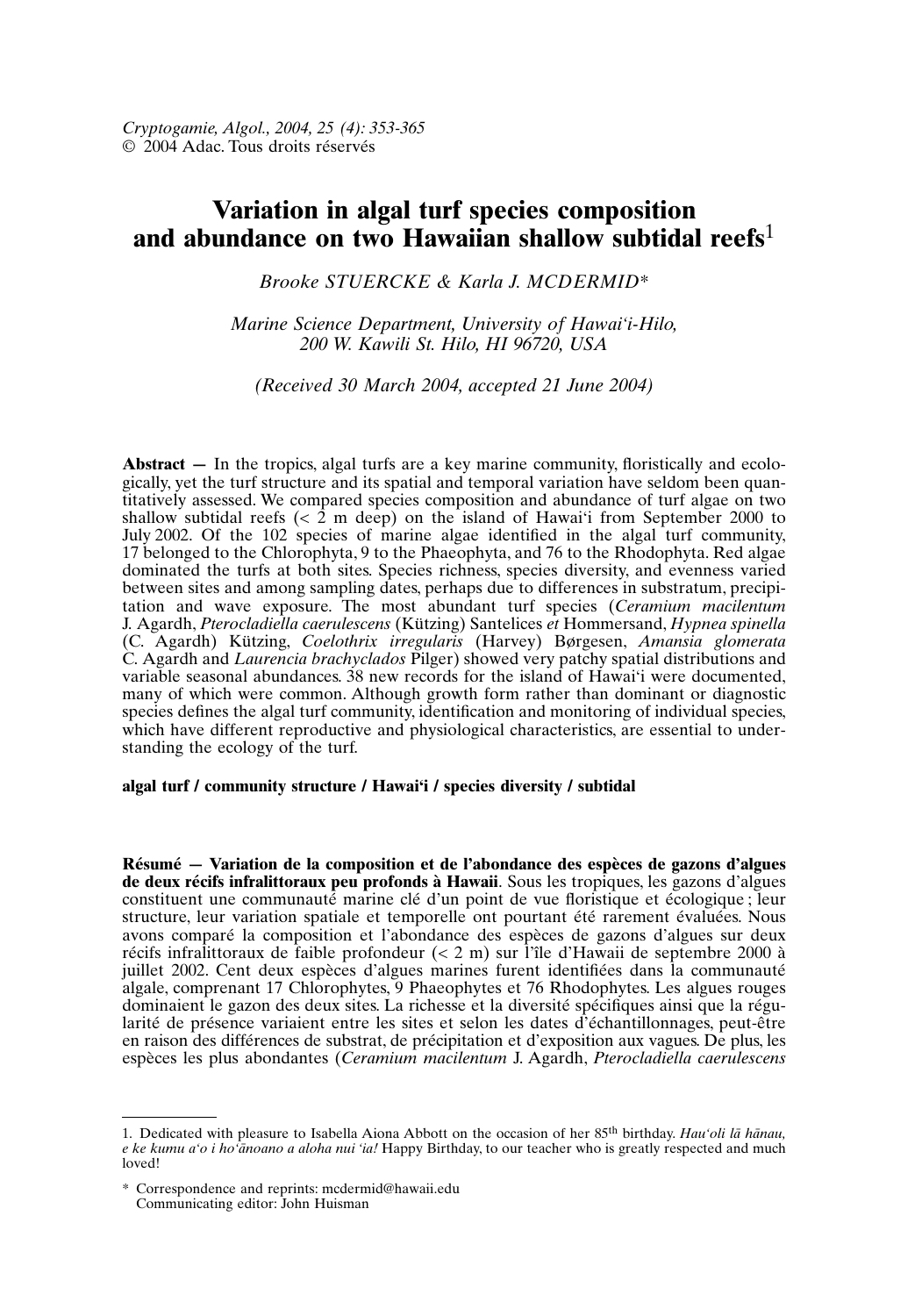*Cryptogamie, Algol., 2004, 25 (4): 353-365*
© 2004 Adac. Tous droits réservés

# Variation in algal turf species composition and abundance on two Hawaiian shallow subtidal reefs[1]

*Brooke STUERCKE & Karla J. MCDERMID\**

*Marine Science Department, University of Hawai'i-Hilo, 200 W. Kawili St. Hilo, HI 96720, USA*

*(Received 30 March 2004, accepted 21 June 2004)*

**Abstract —** In the tropics, algal turfs are a key marine community, floristically and ecologically, yet the turf structure and its spatial and temporal variation have seldom been quantitatively assessed. We compared species composition and abundance of turf algae on two shallow subtidal reefs (< 2 m deep) on the island of Hawai'i from September 2000 to July 2002. Of the 102 species of marine algae identified in the algal turf community, 17 belonged to the Chlorophyta, 9 to the Phaeophyta, and 76 to the Rhodophyta. Red algae dominated the turfs at both sites. Species richness, species diversity, and evenness varied between sites and among sampling dates, perhaps due to differences in substratum, precipitation and wave exposure. The most abundant turf species (*Ceramium macilentum* J. Agardh, *Pterocladiella caerulescens* (Kützing) Santelices *et* Hommersand, *Hypnea spinella* (C. Agardh) Kützing, *Coelothrix irregularis* (Harvey) Børgesen, *Amansia glomerata* C. Agardh and *Laurencia brachyclados* Pilger) showed very patchy spatial distributions and variable seasonal abundances. 38 new records for the island of Hawai'i were documented, many of which were common. Although growth form rather than dominant or diagnostic species defines the algal turf community, identification and monitoring of individual species, which have different reproductive and physiological characteristics, are essential to understanding the ecology of the turf.

**algal turf / community structure / Hawai'i / species diversity / subtidal**

**Résumé — Variation de la composition et de l'abondance des espèces de gazons d'algues de deux récifs infralittoraux peu profonds à Hawaii**. Sous les tropiques, les gazons d'algues constituent une communauté marine clé d'un point de vue floristique et écologique ; leur structure, leur variation spatiale et temporelle ont pourtant été rarement évaluées. Nous avons comparé la composition et l'abondance des espèces de gazons d'algues sur deux récifs infralittoraux de faible profondeur (< 2 m) sur l'île d'Hawaii de septembre 2000 à juillet 2002. Cent deux espèces d'algues marines furent identifiées dans la communauté algale, comprenant 17 Chlorophytes, 9 Phaeophytes et 76 Rhodophytes. Les algues rouges dominaient le gazon des deux sites. La richesse et la diversité spécifiques ainsi que la régularité de présence variaient entre les sites et selon les dates d'échantillonnages, peut-être en raison des différences de substrat, de précipitation et d'exposition aux vagues. De plus, les espèces les plus abondantes (*Ceramium macilentum* J. Agardh, *Pterocladiella caerulescens*

---

1. Dedicated with pleasure to Isabella Aiona Abbott on the occasion of her 85th birthday. *Hau'oli lā hānau, e ke kumu a'o i ho'ānoano a aloha nui 'ia!* Happy Birthday, to our teacher who is greatly respected and much loved!

\* Correspondence and reprints: mcdermid@hawaii.edu
Communicating editor: John Huisman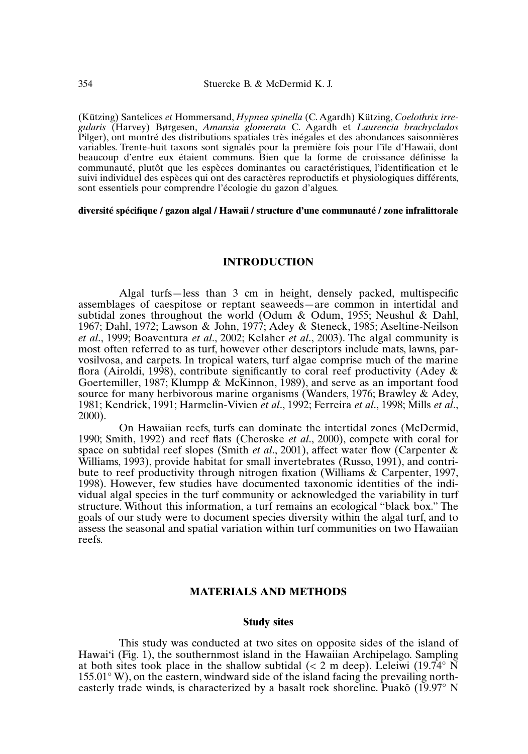(Kützing) Santelices *et* Hommersand, *Hypnea spinella* (C. Agardh) Kützing, *Coelothrix irregularis* (Harvey) Børgesen, *Amansia glomerata* C. Agardh et *Laurencia brachyclados* Pilger), ont montré des distributions spatiales très inégales et des abondances saisonnières variables. Trente-huit taxons sont signalés pour la première fois pour l'île d'Hawaii, dont beaucoup d'entre eux étaient communs. Bien que la forme de croissance définisse la communauté, plutôt que les espèces dominantes ou caractéristiques, l'identification et le suivi individuel des espèces qui ont des caractères reproductifs et physiologiques différents, sont essentiels pour comprendre l'écologie du gazon d'algues.

**diversité spécifique / gazon algal / Hawaii / structure d'une communauté / zone infralittorale**

## INTRODUCTION

Algal turfs—less than 3 cm in height, densely packed, multispecific assemblages of caespitose or reptant seaweeds—are common in intertidal and subtidal zones throughout the world (Odum & Odum, 1955; Neushul & Dahl, 1967; Dahl, 1972; Lawson & John, 1977; Adey & Steneck, 1985; Aseltine-Neilson *et al*., 1999; Boaventura *et al*., 2002; Kelaher *et al*., 2003). The algal community is most often referred to as turf, however other descriptors include mats, lawns, parvosilvosa, and carpets. In tropical waters, turf algae comprise much of the marine flora (Airoldi, 1998), contribute significantly to coral reef productivity (Adey & Goertemiller, 1987; Klumpp & McKinnon, 1989), and serve as an important food source for many herbivorous marine organisms (Wanders, 1976; Brawley & Adey, 1981; Kendrick, 1991; Harmelin-Vivien *et al*., 1992; Ferreira *et al*., 1998; Mills *et al*., 2000).

On Hawaiian reefs, turfs can dominate the intertidal zones (McDermid, 1990; Smith, 1992) and reef flats (Cheroske *et al*., 2000), compete with coral for space on subtidal reef slopes (Smith *et al*., 2001), affect water flow (Carpenter & Williams, 1993), provide habitat for small invertebrates (Russo, 1991), and contribute to reef productivity through nitrogen fixation (Williams & Carpenter, 1997, 1998). However, few studies have documented taxonomic identities of the individual algal species in the turf community or acknowledged the variability in turf structure. Without this information, a turf remains an ecological "black box." The goals of our study were to document species diversity within the algal turf, and to assess the seasonal and spatial variation within turf communities on two Hawaiian reefs.

## MATERIALS AND METHODS

### Study sites

This study was conducted at two sites on opposite sides of the island of Hawai'i (Fig. 1), the southernmost island in the Hawaiian Archipelago. Sampling at both sites took place in the shallow subtidal (< 2 m deep). Leleiwi (19.74° N 155.01° W), on the eastern, windward side of the island facing the prevailing northeasterly trade winds, is characterized by a basalt rock shoreline. Puakō (19.97° N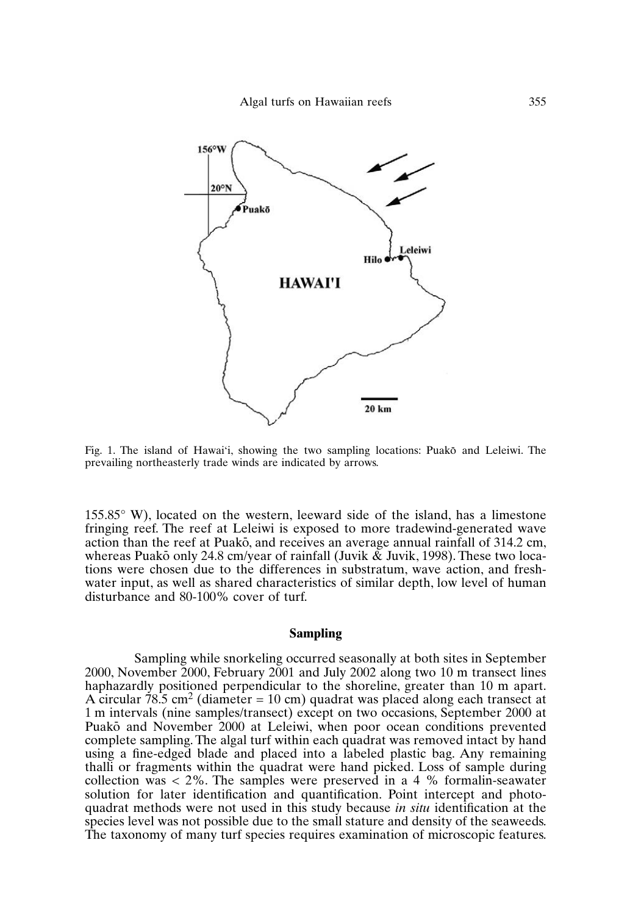Fig. 1. The island of Hawai'i, showing the two sampling locations: Puakō and Leleiwi. The prevailing northeasterly trade winds are indicated by arrows.

155.85° W), located on the western, leeward side of the island, has a limestone fringing reef. The reef at Leleiwi is exposed to more tradewind-generated wave action than the reef at Puakō, and receives an average annual rainfall of 314.2 cm, whereas Puakō only 24.8 cm/year of rainfall (Juvik & Juvik, 1998). These two locations were chosen due to the differences in substratum, wave action, and freshwater input, as well as shared characteristics of similar depth, low level of human disturbance and 80-100% cover of turf.

## Sampling

Sampling while snorkeling occurred seasonally at both sites in September 2000, November 2000, February 2001 and July 2002 along two 10 m transect lines haphazardly positioned perpendicular to the shoreline, greater than 10 m apart. A circular 78.5 $cm^2$ (diameter = 10 cm) quadrat was placed along each transect at 1 m intervals (nine samples/transect) except on two occasions, September 2000 at Puakō and November 2000 at Leleiwi, when poor ocean conditions prevented complete sampling. The algal turf within each quadrat was removed intact by hand using a fine-edged blade and placed into a labeled plastic bag. Any remaining thalli or fragments within the quadrat were hand picked. Loss of sample during collection was < 2%. The samples were preserved in a 4 % formalin-seawater solution for later identification and quantification. Point intercept and photo-quadrat methods were not used in this study because *in situ* identification at the species level was not possible due to the small stature and density of the seaweeds. The taxonomy of many turf species requires examination of microscopic features.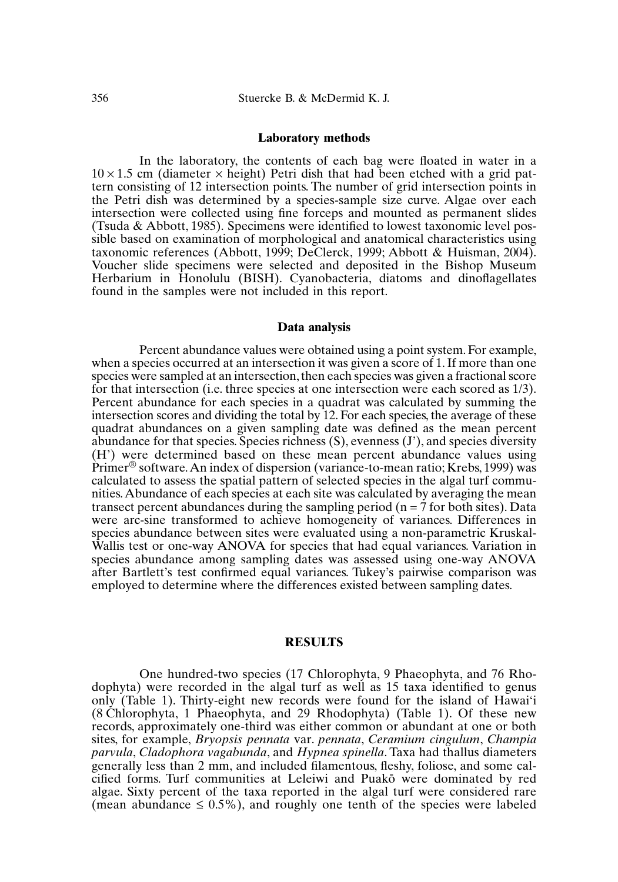### Laboratory methods

In the laboratory, the contents of each bag were floated in water in a $10 \times 1.5$ cm (diameter $\times$ height) Petri dish that had been etched with a grid pattern consisting of 12 intersection points. The number of grid intersection points in the Petri dish was determined by a species-sample size curve. Algae over each intersection were collected using fine forceps and mounted as permanent slides (Tsuda & Abbott, 1985). Specimens were identified to lowest taxonomic level possible based on examination of morphological and anatomical characteristics using taxonomic references (Abbott, 1999; DeClerck, 1999; Abbott & Huisman, 2004). Voucher slide specimens were selected and deposited in the Bishop Museum Herbarium in Honolulu (BISH). Cyanobacteria, diatoms and dinoflagellates found in the samples were not included in this report.

### Data analysis

Percent abundance values were obtained using a point system. For example, when a species occurred at an intersection it was given a score of 1. If more than one species were sampled at an intersection, then each species was given a fractional score for that intersection (i.e. three species at one intersection were each scored as 1/3). Percent abundance for each species in a quadrat was calculated by summing the intersection scores and dividing the total by 12. For each species, the average of these quadrat abundances on a given sampling date was defined as the mean percent abundance for that species. Species richness (S), evenness (J'), and species diversity (H') were determined based on these mean percent abundance values using Primer® software. An index of dispersion (variance-to-mean ratio; Krebs, 1999) was calculated to assess the spatial pattern of selected species in the algal turf communities. Abundance of each species at each site was calculated by averaging the mean transect percent abundances during the sampling period ($n = 7$ for both sites). Data were arc-sine transformed to achieve homogeneity of variances. Differences in species abundance between sites were evaluated using a non-parametric Kruskal-Wallis test or one-way ANOVA for species that had equal variances. Variation in species abundance among sampling dates was assessed using one-way ANOVA after Bartlett's test confirmed equal variances. Tukey's pairwise comparison was employed to determine where the differences existed between sampling dates.

## RESULTS

One hundred-two species (17 Chlorophyta, 9 Phaeophyta, and 76 Rhodophyta) were recorded in the algal turf as well as 15 taxa identified to genus only (Table 1). Thirty-eight new records were found for the island of Hawai'i (8 Chlorophyta, 1 Phaeophyta, and 29 Rhodophyta) (Table 1). Of these new records, approximately one-third was either common or abundant at one or both sites, for example, *Bryopsis pennata* var. *pennata*, *Ceramium cingulum*, *Champia parvula*, *Cladophora vagabunda*, and *Hypnea spinella*. Taxa had thallus diameters generally less than 2 mm, and included filamentous, fleshy, foliose, and some calcified forms. Turf communities at Leleiwi and Puakō were dominated by red algae. Sixty percent of the taxa reported in the algal turf were considered rare (mean abundance $\leq 0.5\%$), and roughly one tenth of the species were labeled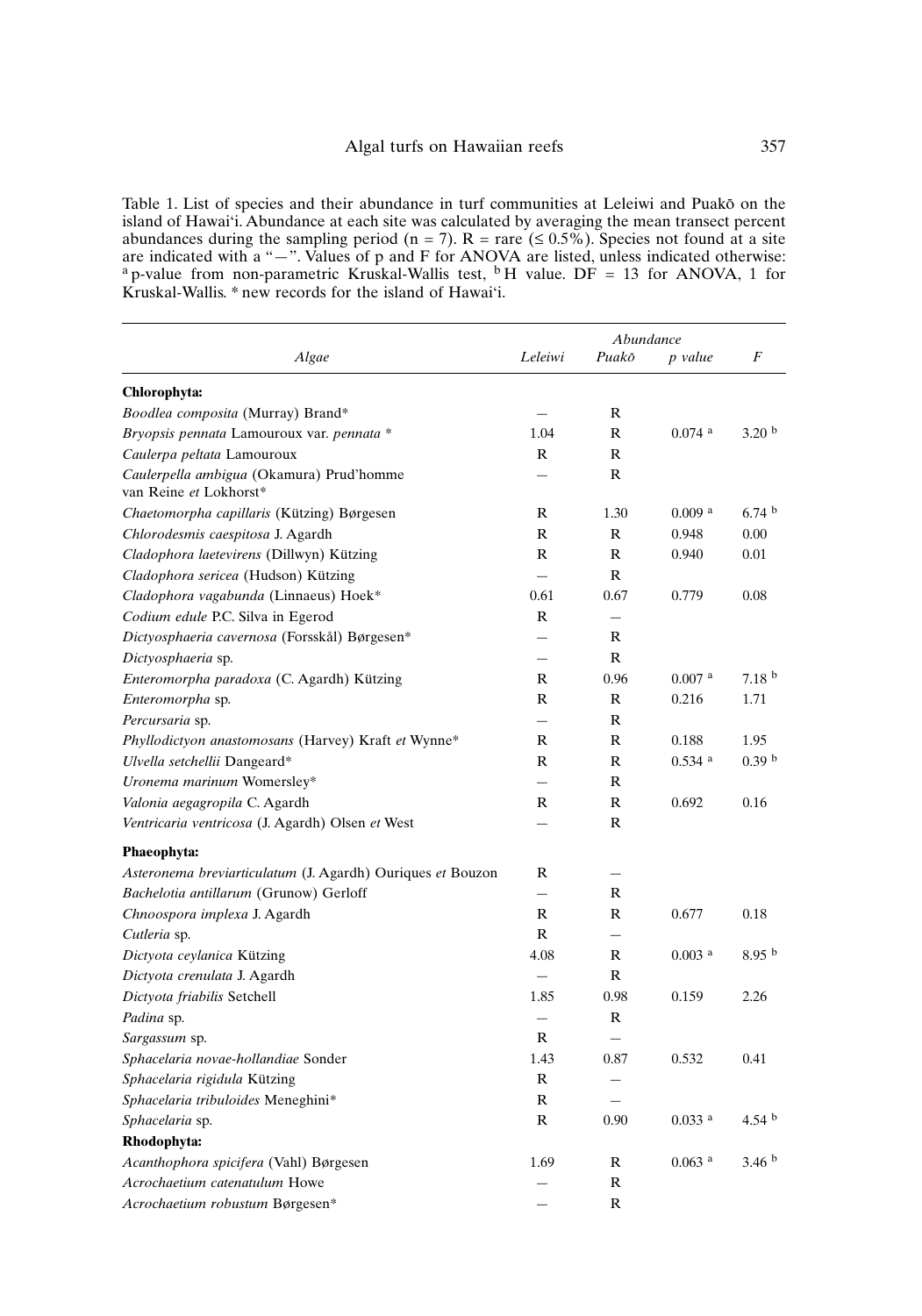Table 1. List of species and their abundance in turf communities at Leleiwi and Puakō on the island of Hawai'i. Abundance at each site was calculated by averaging the mean transect percent abundances during the sampling period (n = 7). R = rare (≤ 0.5%). Species not found at a site are indicated with a "—". Values of p and F for ANOVA are listed, unless indicated otherwise: [a] p-value from non-parametric Kruskal-Wallis test, [b] H value. DF = 13 for ANOVA, 1 for Kruskal-Wallis. * new records for the island of Hawai'i.

| *Algae* | *Abundance* | | | |
|---|---|---|---|---|
| | *Leleiwi* | *Puakō* | *p value* | *F* |
| **Chlorophyta:** | | | | |
| *Boodlea composita* (Murray) Brand* | — | R | | |
| *Bryopsis pennata* Lamouroux var. *pennata* * | 1.04 | R | 0.074 [a] | 3.20 [b] |
| *Caulerpa peltata* Lamouroux | R | R | | |
| *Caulerpella ambigua* (Okamura) Prud'homme van Reine *et* Lokhorst* | — | R | | |
| *Chaetomorpha capillaris* (Kützing) Børgesen | R | 1.30 | 0.009 [a] | 6.74 [b] |
| *Chlorodesmis caespitosa* J. Agardh | R | R | 0.948 | 0.00 |
| *Cladophora laetevirens* (Dillwyn) Kützing | R | R | 0.940 | 0.01 |
| *Cladophora sericea* (Hudson) Kützing | — | R | | |
| *Cladophora vagabunda* (Linnaeus) Hoek* | 0.61 | 0.67 | 0.779 | 0.08 |
| *Codium edule* P.C. Silva in Egerod | R | — | | |
| *Dictyosphaeria cavernosa* (Forsskål) Børgesen* | — | R | | |
| *Dictyosphaeria* sp. | — | R | | |
| *Enteromorpha paradoxa* (C. Agardh) Kützing | R | 0.96 | 0.007 [a] | 7.18 [b] |
| *Enteromorpha* sp. | R | R | 0.216 | 1.71 |
| *Percursaria* sp. | — | R | | |
| *Phyllodictyon anastomosans* (Harvey) Kraft *et* Wynne* | R | R | 0.188 | 1.95 |
| *Ulvella setchellii* Dangeard* | R | R | 0.534 [a] | 0.39 [b] |
| *Uronema marinum* Womersley* | — | R | | |
| *Valonia aegagropila* C. Agardh | R | R | 0.692 | 0.16 |
| *Ventricaria ventricosa* (J. Agardh) Olsen *et* West | — | R | | |
| **Phaeophyta:** | | | | |
| *Asteronema breviarticulatum* (J. Agardh) Ouriques *et* Bouzon | R | — | | |
| *Bachelotia antillarum* (Grunow) Gerloff | — | R | | |
| *Chnoospora implexa* J. Agardh | R | R | 0.677 | 0.18 |
| *Cutleria* sp. | R | — | | |
| *Dictyota ceylanica* Kützing | 4.08 | R | 0.003 [a] | 8.95 [b] |
| *Dictyota crenulata* J. Agardh | — | R | | |
| *Dictyota friabilis* Setchell | 1.85 | 0.98 | 0.159 | 2.26 |
| *Padina* sp. | — | R | | |
| *Sargassum* sp. | R | — | | |
| *Sphacelaria novae-hollandiae* Sonder | 1.43 | 0.87 | 0.532 | 0.41 |
| *Sphacelaria rigidula* Kützing | R | — | | |
| *Sphacelaria tribuloides* Meneghini* | R | — | | |
| *Sphacelaria* sp. | R | 0.90 | 0.033 [a] | 4.54 [b] |
| **Rhodophyta:** | | | | |
| *Acanthophora spicifera* (Vahl) Børgesen | 1.69 | R | 0.063 [a] | 3.46 [b] |
| *Acrochaetium catenatulum* Howe | — | R | | |
| *Acrochaetium robustum* Børgesen* | — | R | | |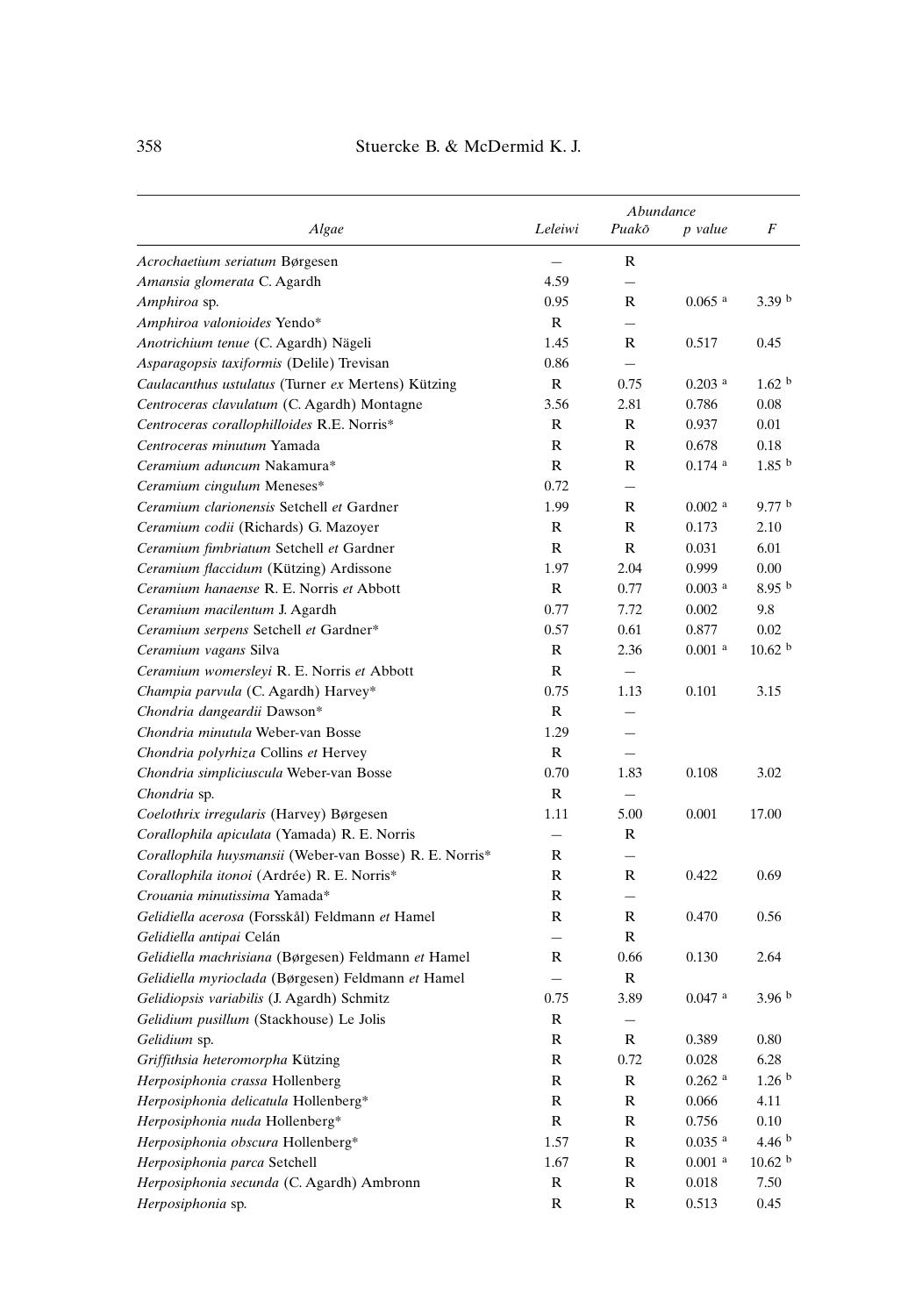| Algae | Abundance | | | |
|---|---|---|---|---|
| | Leleiwi | Puakō | p value | F |
| *Acrochaetium seriatum* Børgesen | — | R | | |
| *Amansia glomerata* C. Agardh | 4.59 | — | | |
| *Amphiroa* sp. | 0.95 | R | 0.065 [a] | 3.39 [b] |
| *Amphiroa valonioides* Yendo* | R | — | | |
| *Anotrichium tenue* (C. Agardh) Nägeli | 1.45 | R | 0.517 | 0.45 |
| *Asparagopsis taxiformis* (Delile) Trevisan | 0.86 | — | | |
| *Caulacanthus ustulatus* (Turner *ex* Mertens) Kützing | R | 0.75 | 0.203 [a] | 1.62 [b] |
| *Centroceras clavulatum* (C. Agardh) Montagne | 3.56 | 2.81 | 0.786 | 0.08 |
| *Centroceras corallophilloides* R.E. Norris* | R | R | 0.937 | 0.01 |
| *Centroceras minutum* Yamada | R | R | 0.678 | 0.18 |
| *Ceramium aduncum* Nakamura* | R | R | 0.174 [a] | 1.85 [b] |
| *Ceramium cingulum* Meneses* | 0.72 | — | | |
| *Ceramium clarionensis* Setchell *et* Gardner | 1.99 | R | 0.002 [a] | 9.77 [b] |
| *Ceramium codii* (Richards) G. Mazoyer | R | R | 0.173 | 2.10 |
| *Ceramium fimbriatum* Setchell *et* Gardner | R | R | 0.031 | 6.01 |
| *Ceramium flaccidum* (Kützing) Ardissone | 1.97 | 2.04 | 0.999 | 0.00 |
| *Ceramium hanaense* R. E. Norris *et* Abbott | R | 0.77 | 0.003 [a] | 8.95 [b] |
| *Ceramium macilentum* J. Agardh | 0.77 | 7.72 | 0.002 | 9.8 |
| *Ceramium serpens* Setchell *et* Gardner* | 0.57 | 0.61 | 0.877 | 0.02 |
| *Ceramium vagans* Silva | R | 2.36 | 0.001 [a] | 10.62 [b] |
| *Ceramium womersleyi* R. E. Norris *et* Abbott | R | — | | |
| *Champia parvula* (C. Agardh) Harvey* | 0.75 | 1.13 | 0.101 | 3.15 |
| *Chondria dangeardii* Dawson* | R | — | | |
| *Chondria minutula* Weber-van Bosse | 1.29 | — | | |
| *Chondria polyrhiza* Collins *et* Hervey | R | — | | |
| *Chondria simpliciuscula* Weber-van Bosse | 0.70 | 1.83 | 0.108 | 3.02 |
| *Chondria* sp. | R | — | | |
| *Coelothrix irregularis* (Harvey) Børgesen | 1.11 | 5.00 | 0.001 | 17.00 |
| *Corallophila apiculata* (Yamada) R. E. Norris | — | R | | |
| *Corallophila huysmansii* (Weber-van Bosse) R. E. Norris* | R | — | | |
| *Corallophila itonoi* (Ardrée) R. E. Norris* | R | R | 0.422 | 0.69 |
| *Crouania minutissima* Yamada* | R | — | | |
| *Gelidiella acerosa* (Forsskål) Feldmann *et* Hamel | R | R | 0.470 | 0.56 |
| *Gelidiella antipai* Celán | — | R | | |
| *Gelidiella machrisiana* (Børgesen) Feldmann *et* Hamel | R | 0.66 | 0.130 | 2.64 |
| *Gelidiella myrioclada* (Børgesen) Feldmann *et* Hamel | — | R | | |
| *Gelidiopsis variabilis* (J. Agardh) Schmitz | 0.75 | 3.89 | 0.047 [a] | 3.96 [b] |
| *Gelidium pusillum* (Stackhouse) Le Jolis | R | — | | |
| *Gelidium* sp. | R | R | 0.389 | 0.80 |
| *Griffithsia heteromorpha* Kützing | R | 0.72 | 0.028 | 6.28 |
| *Herposiphonia crassa* Hollenberg | R | R | 0.262 [a] | 1.26 [b] |
| *Herposiphonia delicatula* Hollenberg* | R | R | 0.066 | 4.11 |
| *Herposiphonia nuda* Hollenberg* | R | R | 0.756 | 0.10 |
| *Herposiphonia obscura* Hollenberg* | 1.57 | R | 0.035 [a] | 4.46 [b] |
| *Herposiphonia parca* Setchell | 1.67 | R | 0.001 [a] | 10.62 [b] |
| *Herposiphonia secunda* (C. Agardh) Ambronn | R | R | 0.018 | 7.50 |
| *Herposiphonia* sp. | R | R | 0.513 | 0.45 |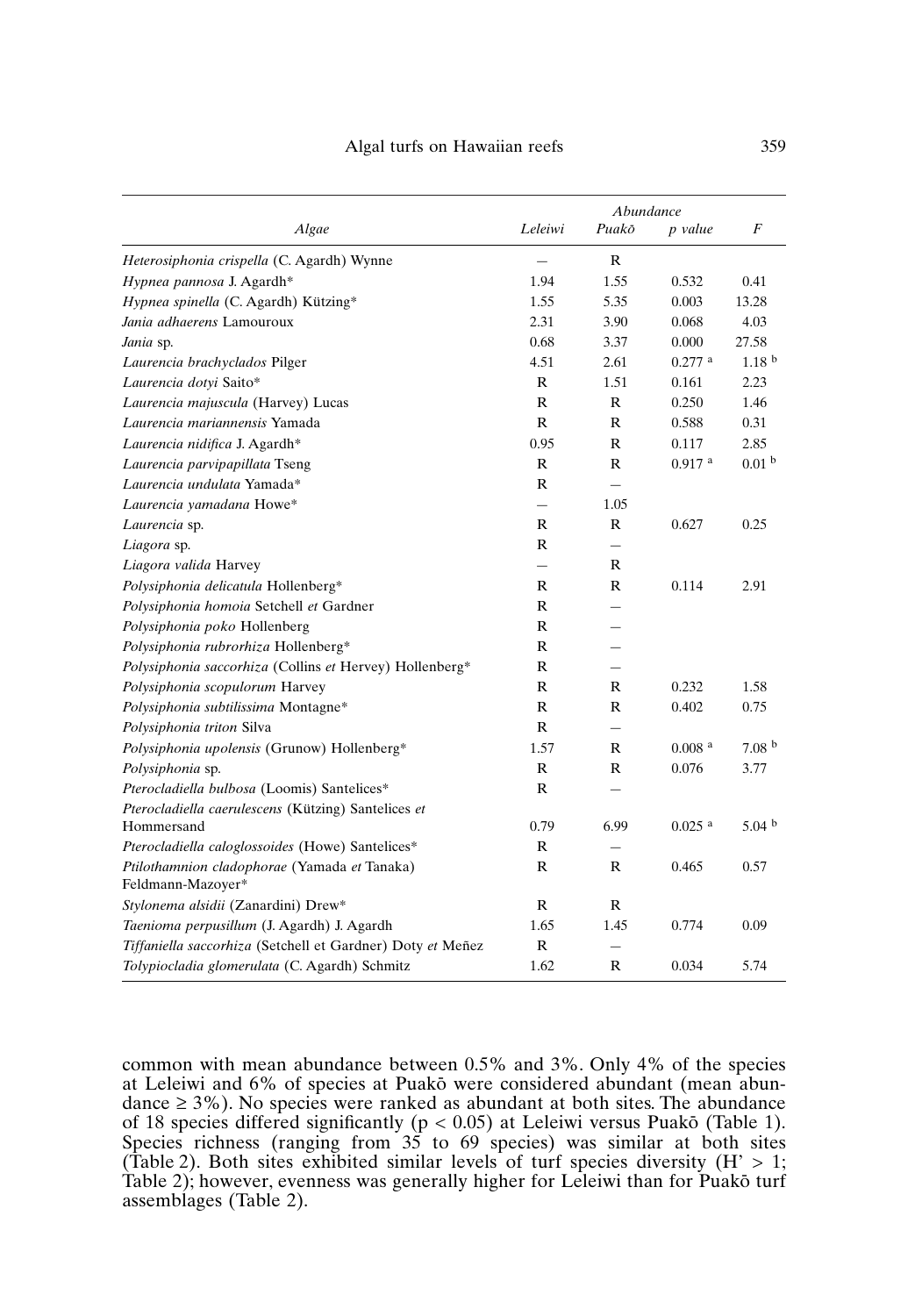| *Algae* | *Abundance* | | | |
|---|---|---|---|---|
| | *Leleiwi* | *Puakō* | *p value* | *F* |
| *Heterosiphonia crispella* (C. Agardh) Wynne | – | R | | |
| *Hypnea pannosa* J. Agardh* | 1.94 | 1.55 | 0.532 | 0.41 |
| *Hypnea spinella* (C. Agardh) Kützing* | 1.55 | 5.35 | 0.003 | 13.28 |
| *Jania adhaerens* Lamouroux | 2.31 | 3.90 | 0.068 | 4.03 |
| *Jania* sp. | 0.68 | 3.37 | 0.000 | 27.58 |
| *Laurencia brachyclados* Pilger | 4.51 | 2.61 | 0.277 [a] | 1.18 [b] |
| *Laurencia dotyi* Saito* | R | 1.51 | 0.161 | 2.23 |
| *Laurencia majuscula* (Harvey) Lucas | R | R | 0.250 | 1.46 |
| *Laurencia mariannensis* Yamada | R | R | 0.588 | 0.31 |
| *Laurencia nidifica* J. Agardh* | 0.95 | R | 0.117 | 2.85 |
| *Laurencia parvipapillata* Tseng | R | R | 0.917 [a] | 0.01 [b] |
| *Laurencia undulata* Yamada* | R | – | | |
| *Laurencia yamadana* Howe* | – | 1.05 | | |
| *Laurencia* sp. | R | R | 0.627 | 0.25 |
| *Liagora* sp. | R | – | | |
| *Liagora valida* Harvey | – | R | | |
| *Polysiphonia delicatula* Hollenberg* | R | R | 0.114 | 2.91 |
| *Polysiphonia homoia* Setchell *et* Gardner | R | – | | |
| *Polysiphonia poko* Hollenberg | R | – | | |
| *Polysiphonia rubrorhiza* Hollenberg* | R | – | | |
| *Polysiphonia saccorhiza* (Collins *et* Hervey) Hollenberg* | R | – | | |
| *Polysiphonia scopulorum* Harvey | R | R | 0.232 | 1.58 |
| *Polysiphonia subtilissima* Montagne* | R | R | 0.402 | 0.75 |
| *Polysiphonia triton* Silva | R | – | | |
| *Polysiphonia upolensis* (Grunow) Hollenberg* | 1.57 | R | 0.008 [a] | 7.08 [b] |
| *Polysiphonia* sp. | R | R | 0.076 | 3.77 |
| *Pterocladiella bulbosa* (Loomis) Santelices* | R | – | | |
| *Pterocladiella caerulescens* (Kützing) Santelices *et* Hommersand | 0.79 | 6.99 | 0.025 [a] | 5.04 [b] |
| *Pterocladiella caloglossoides* (Howe) Santelices* | R | – | | |
| *Ptilothamnion cladophorae* (Yamada *et* Tanaka) Feldmann-Mazoyer* | R | R | 0.465 | 0.57 |
| *Stylonema alsidii* (Zanardini) Drew* | R | R | | |
| *Taenioma perpusillum* (J. Agardh) J. Agardh | 1.65 | 1.45 | 0.774 | 0.09 |
| *Tiffaniella saccorhiza* (Setchell et Gardner) Doty *et* Meñez | R | – | | |
| *Tolypiocladia glomerulata* (C. Agardh) Schmitz | 1.62 | R | 0.034 | 5.74 |

common with mean abundance between 0.5% and 3%. Only 4% of the species at Leleiwi and 6% of species at Puakō were considered abundant (mean abundance ≥ 3%). No species were ranked as abundant at both sites. The abundance of 18 species differed significantly ($p < 0.05$) at Leleiwi versus Puakō (Table 1). Species richness (ranging from 35 to 69 species) was similar at both sites (Table 2). Both sites exhibited similar levels of turf species diversity ($H' > 1$; Table 2); however, evenness was generally higher for Leleiwi than for Puakō turf assemblages (Table 2).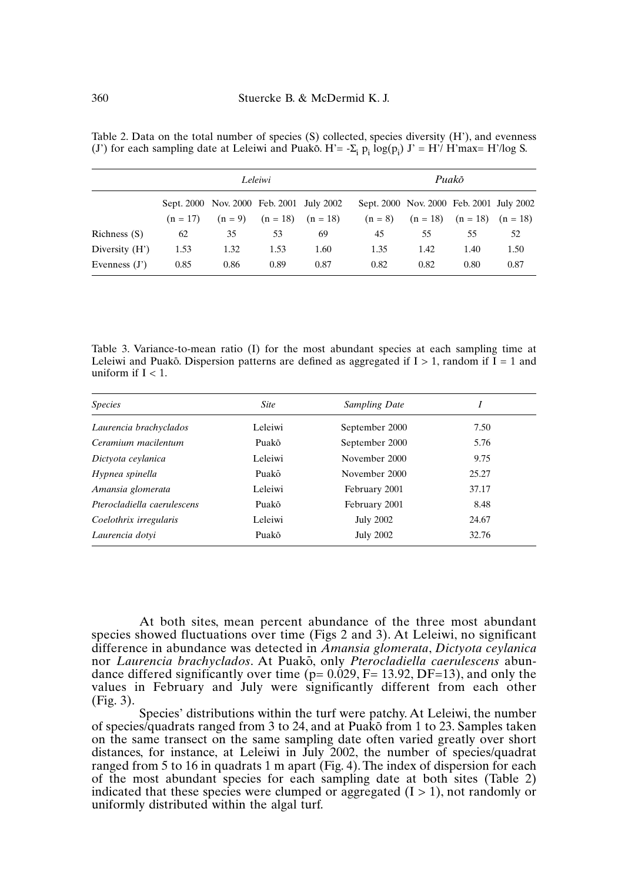Table 2. Data on the total number of species (S) collected, species diversity (H'), and evenness (J') for each sampling date at Leleiwi and Puakō. $H' = -\Sigma_i \, p_i \log(p_i)$ $J' = H'/H'max = H'/\log S$.

| | *Leleiwi* | | | | *Puakō* | | | |
|---|---|---|---|---|---|---|---|---|
| | Sept. 2000 (n = 17) | Nov. 2000 (n = 9) | Feb. 2001 (n = 18) | July 2002 (n = 18) | Sept. 2000 (n = 8) | Nov. 2000 (n = 18) | Feb. 2001 (n = 18) | July 2002 (n = 18) |
| Richness (S) | 62 | 35 | 53 | 69 | 45 | 55 | 55 | 52 |
| Diversity (H') | 1.53 | 1.32 | 1.53 | 1.60 | 1.35 | 1.42 | 1.40 | 1.50 |
| Evenness (J') | 0.85 | 0.86 | 0.89 | 0.87 | 0.82 | 0.82 | 0.80 | 0.87 |

Table 3. Variance-to-mean ratio (I) for the most abundant species at each sampling time at Leleiwi and Puakō. Dispersion patterns are defined as aggregated if $I > 1$, random if $I = 1$ and uniform if $I < 1$.

| *Species* | *Site* | *Sampling Date* | *I* |
|---|---|---|---|
| *Laurencia brachyclados* | Leleiwi | September 2000 | 7.50 |
| *Ceramium macilentum* | Puakō | September 2000 | 5.76 |
| *Dictyota ceylanica* | Leleiwi | November 2000 | 9.75 |
| *Hypnea spinella* | Puakō | November 2000 | 25.27 |
| *Amansia glomerata* | Leleiwi | February 2001 | 37.17 |
| *Pterocladiella caerulescens* | Puakō | February 2001 | 8.48 |
| *Coelothrix irregularis* | Leleiwi | July 2002 | 24.67 |
| *Laurencia dotyi* | Puakō | July 2002 | 32.76 |

At both sites, mean percent abundance of the three most abundant species showed fluctuations over time (Figs 2 and 3). At Leleiwi, no significant difference in abundance was detected in *Amansia glomerata*, *Dictyota ceylanica* nor *Laurencia brachyclados*. At Puakō, only *Pterocladiella caerulescens* abundance differed significantly over time ($p = 0.029$, $F = 13.92$, $DF = 13$), and only the values in February and July were significantly different from each other (Fig. 3).

Species' distributions within the turf were patchy. At Leleiwi, the number of species/quadrats ranged from 3 to 24, and at Puakō from 1 to 23. Samples taken on the same transect on the same sampling date often varied greatly over short distances, for instance, at Leleiwi in July 2002, the number of species/quadrat ranged from 5 to 16 in quadrats 1 m apart (Fig. 4). The index of dispersion for each of the most abundant species for each sampling date at both sites (Table 2) indicated that these species were clumped or aggregated ($I > 1$), not randomly or uniformly distributed within the algal turf.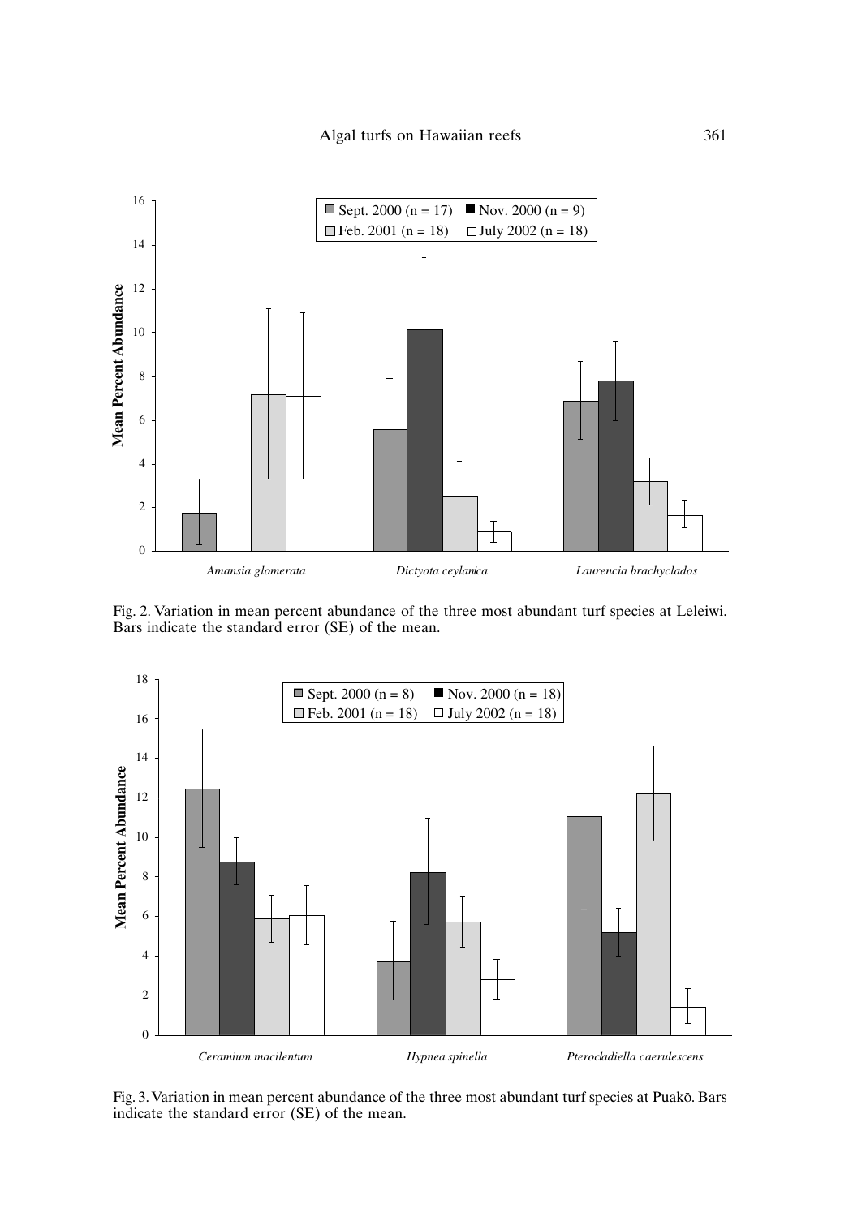Fig. 2. Variation in mean percent abundance of the three most abundant turf species at Leleiwi. Bars indicate the standard error (SE) of the mean.

Fig. 3. Variation in mean percent abundance of the three most abundant turf species at Puakō. Bars indicate the standard error (SE) of the mean.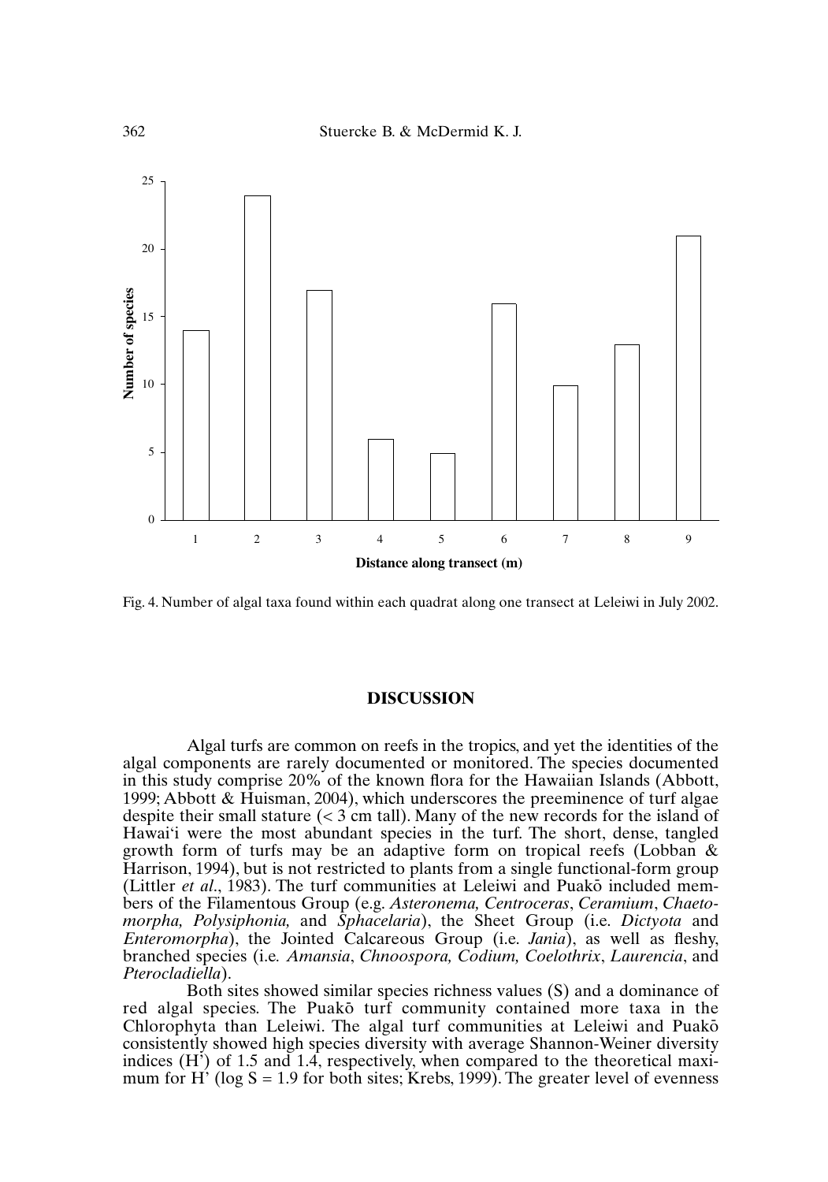Fig. 4. Number of algal taxa found within each quadrat along one transect at Leleiwi in July 2002.

## DISCUSSION

Algal turfs are common on reefs in the tropics, and yet the identities of the algal components are rarely documented or monitored. The species documented in this study comprise 20% of the known flora for the Hawaiian Islands (Abbott, 1999; Abbott & Huisman, 2004), which underscores the preeminence of turf algae despite their small stature (< 3 cm tall). Many of the new records for the island of Hawai'i were the most abundant species in the turf. The short, dense, tangled growth form of turfs may be an adaptive form on tropical reefs (Lobban & Harrison, 1994), but is not restricted to plants from a single functional-form group (Littler *et al*., 1983). The turf communities at Leleiwi and Puakō included members of the Filamentous Group (e.g. *Asteronema, Centroceras*, *Ceramium*, *Chaetomorpha, Polysiphonia,* and *Sphacelaria*), the Sheet Group (i.e. *Dictyota* and *Enteromorpha*), the Jointed Calcareous Group (i.e. *Jania*), as well as fleshy, branched species (i.e. *Amansia*, *Chnoospora, Codium, Coelothrix*, *Laurencia*, and *Pterocladiella*).

Both sites showed similar species richness values (S) and a dominance of red algal species. The Puakō turf community contained more taxa in the Chlorophyta than Leleiwi. The algal turf communities at Leleiwi and Puakō consistently showed high species diversity with average Shannon-Weiner diversity indices (H') of 1.5 and 1.4, respectively, when compared to the theoretical maximum for H' (log S = 1.9 for both sites; Krebs, 1999). The greater level of evenness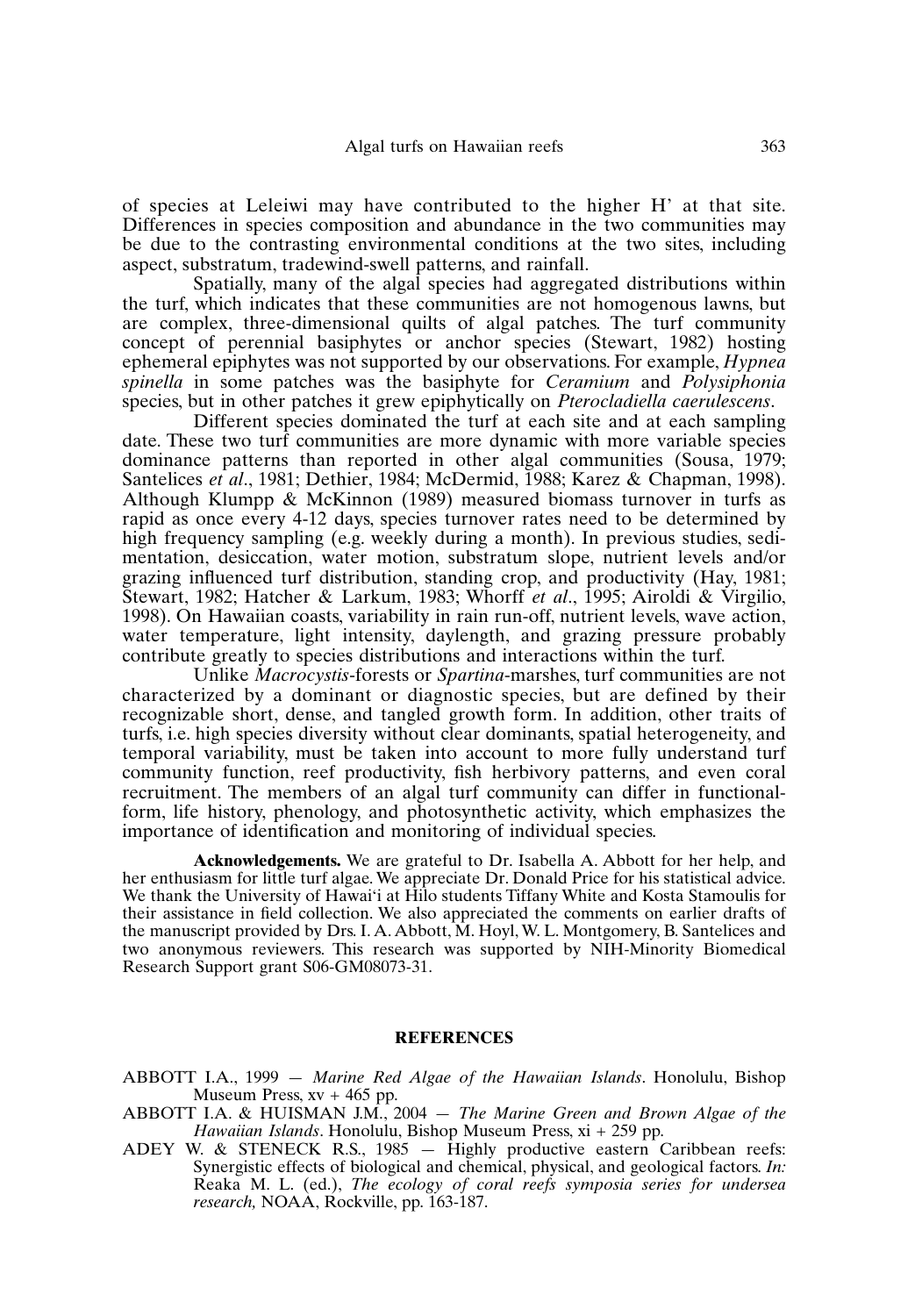of species at Leleiwi may have contributed to the higher H' at that site. Differences in species composition and abundance in the two communities may be due to the contrasting environmental conditions at the two sites, including aspect, substratum, tradewind-swell patterns, and rainfall.

Spatially, many of the algal species had aggregated distributions within the turf, which indicates that these communities are not homogenous lawns, but are complex, three-dimensional quilts of algal patches. The turf community concept of perennial basiphytes or anchor species (Stewart, 1982) hosting ephemeral epiphytes was not supported by our observations. For example, *Hypnea spinella* in some patches was the basiphyte for *Ceramium* and *Polysiphonia* species, but in other patches it grew epiphytically on *Pterocladiella caerulescens*.

Different species dominated the turf at each site and at each sampling date. These two turf communities are more dynamic with more variable species dominance patterns than reported in other algal communities (Sousa, 1979; Santelices *et al*., 1981; Dethier, 1984; McDermid, 1988; Karez & Chapman, 1998). Although Klumpp & McKinnon (1989) measured biomass turnover in turfs as rapid as once every 4-12 days, species turnover rates need to be determined by high frequency sampling (e.g. weekly during a month). In previous studies, sedimentation, desiccation, water motion, substratum slope, nutrient levels and/or grazing influenced turf distribution, standing crop, and productivity (Hay, 1981; Stewart, 1982; Hatcher & Larkum, 1983; Whorff *et al*., 1995; Airoldi & Virgilio, 1998). On Hawaiian coasts, variability in rain run-off, nutrient levels, wave action, water temperature, light intensity, daylength, and grazing pressure probably contribute greatly to species distributions and interactions within the turf.

Unlike *Macrocystis*-forests or *Spartina*-marshes, turf communities are not characterized by a dominant or diagnostic species, but are defined by their recognizable short, dense, and tangled growth form. In addition, other traits of turfs, i.e. high species diversity without clear dominants, spatial heterogeneity, and temporal variability, must be taken into account to more fully understand turf community function, reef productivity, fish herbivory patterns, and even coral recruitment. The members of an algal turf community can differ in functional-form, life history, phenology, and photosynthetic activity, which emphasizes the importance of identification and monitoring of individual species.

**Acknowledgements.** We are grateful to Dr. Isabella A. Abbott for her help, and her enthusiasm for little turf algae. We appreciate Dr. Donald Price for his statistical advice. We thank the University of Hawai'i at Hilo students Tiffany White and Kosta Stamoulis for their assistance in field collection. We also appreciated the comments on earlier drafts of the manuscript provided by Drs. I. A. Abbott, M. Hoyl, W. L. Montgomery, B. Santelices and two anonymous reviewers. This research was supported by NIH-Minority Biomedical Research Support grant S06-GM08073-31.

## REFERENCES

ABBOTT I.A., 1999 — *Marine Red Algae of the Hawaiian Islands*. Honolulu, Bishop Museum Press, xv + 465 pp.

ABBOTT I.A. & HUISMAN J.M., 2004 — *The Marine Green and Brown Algae of the Hawaiian Islands*. Honolulu, Bishop Museum Press, xi + 259 pp.

ADEY W. & STENECK R.S., 1985 — Highly productive eastern Caribbean reefs: Synergistic effects of biological and chemical, physical, and geological factors. *In:* Reaka M. L. (ed.), *The ecology of coral reefs symposia series for undersea research,* NOAA, Rockville, pp. 163-187.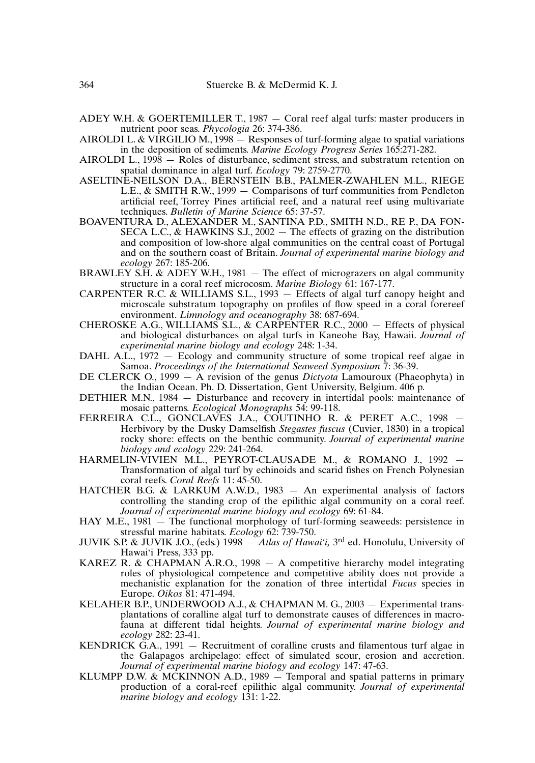ADEY W.H. & GOERTEMILLER T., 1987 — Coral reef algal turfs: master producers in nutrient poor seas. *Phycologia* 26: 374-386.

AIROLDI L. & VIRGILIO M., 1998 — Responses of turf-forming algae to spatial variations in the deposition of sediments. *Marine Ecology Progress Series* 165:271-282.

AIROLDI L., 1998 — Roles of disturbance, sediment stress, and substratum retention on spatial dominance in algal turf. *Ecology* 79: 2759-2770.

ASELTINE-NEILSON D.A., BERNSTEIN B.B., PALMER-ZWAHLEN M.L., RIEGE L.E., & SMITH R.W., 1999 — Comparisons of turf communities from Pendleton artificial reef, Torrey Pines artificial reef, and a natural reef using multivariate techniques. *Bulletin of Marine Science* 65: 37-57.

BOAVENTURA D., ALEXANDER M., SANTINA P.D., SMITH N.D., RE P., DA FONSECA L.C., & HAWKINS S.J., 2002 — The effects of grazing on the distribution and composition of low-shore algal communities on the central coast of Portugal and on the southern coast of Britain. *Journal of experimental marine biology and ecology* 267: 185-206.

BRAWLEY S.H. & ADEY W.H., 1981 — The effect of micrograzers on algal community structure in a coral reef microcosm. *Marine Biology* 61: 167-177.

CARPENTER R.C. & WILLIAMS S.L., 1993 — Effects of algal turf canopy height and microscale substratum topography on profiles of flow speed in a coral forereef environment. *Limnology and oceanography* 38: 687-694.

CHEROSKE A.G., WILLIAMS S.L., & CARPENTER R.C., 2000 — Effects of physical and biological disturbances on algal turfs in Kaneohe Bay, Hawaii. *Journal of experimental marine biology and ecology* 248: 1-34.

DAHL A.L., 1972 — Ecology and community structure of some tropical reef algae in Samoa. *Proceedings of the International Seaweed Symposium* 7: 36-39.

DE CLERCK O., 1999 — A revision of the genus *Dictyota* Lamouroux (Phaeophyta) in the Indian Ocean. Ph. D. Dissertation, Gent University, Belgium. 406 p.

DETHIER M.N., 1984 — Disturbance and recovery in intertidal pools: maintenance of mosaic patterns. *Ecological Monographs* 54: 99-118.

FERREIRA C.L., GONCLAVES J.A., COUTINHO R. & PERET A.C., 1998 — Herbivory by the Dusky Damselfish *Stegastes fuscus* (Cuvier, 1830) in a tropical rocky shore: effects on the benthic community. *Journal of experimental marine biology and ecology* 229: 241-264.

HARMELIN-VIVIEN M.L., PEYROT-CLAUSADE M., & ROMANO J., 1992 — Transformation of algal turf by echinoids and scarid fishes on French Polynesian coral reefs. *Coral Reefs* 11: 45-50.

HATCHER B.G. & LARKUM A.W.D., 1983 — An experimental analysis of factors controlling the standing crop of the epilithic algal community on a coral reef. *Journal of experimental marine biology and ecology* 69: 61-84.

HAY M.E., 1981 — The functional morphology of turf-forming seaweeds: persistence in stressful marine habitats. *Ecology* 62: 739-750.

JUVIK S.P. & JUVIK J.O., (eds.) 1998 — *Atlas of Hawai'i,* 3rd ed. Honolulu, University of Hawai'i Press, 333 pp.

KAREZ R. & CHAPMAN A.R.O., 1998 — A competitive hierarchy model integrating roles of physiological competence and competitive ability does not provide a mechanistic explanation for the zonation of three intertidal *Fucus* species in Europe. *Oikos* 81: 471-494.

KELAHER B.P., UNDERWOOD A.J., & CHAPMAN M. G., 2003 — Experimental transplantations of coralline algal turf to demonstrate causes of differences in macrofauna at different tidal heights. *Journal of experimental marine biology and ecology* 282: 23-41.

KENDRICK G.A., 1991 — Recruitment of coralline crusts and filamentous turf algae in the Galapagos archipelago: effect of simulated scour, erosion and accretion. *Journal of experimental marine biology and ecology* 147: 47-63.

KLUMPP D.W. & MCKINNON A.D., 1989 — Temporal and spatial patterns in primary production of a coral-reef epilithic algal community. *Journal of experimental marine biology and ecology* 131: 1-22.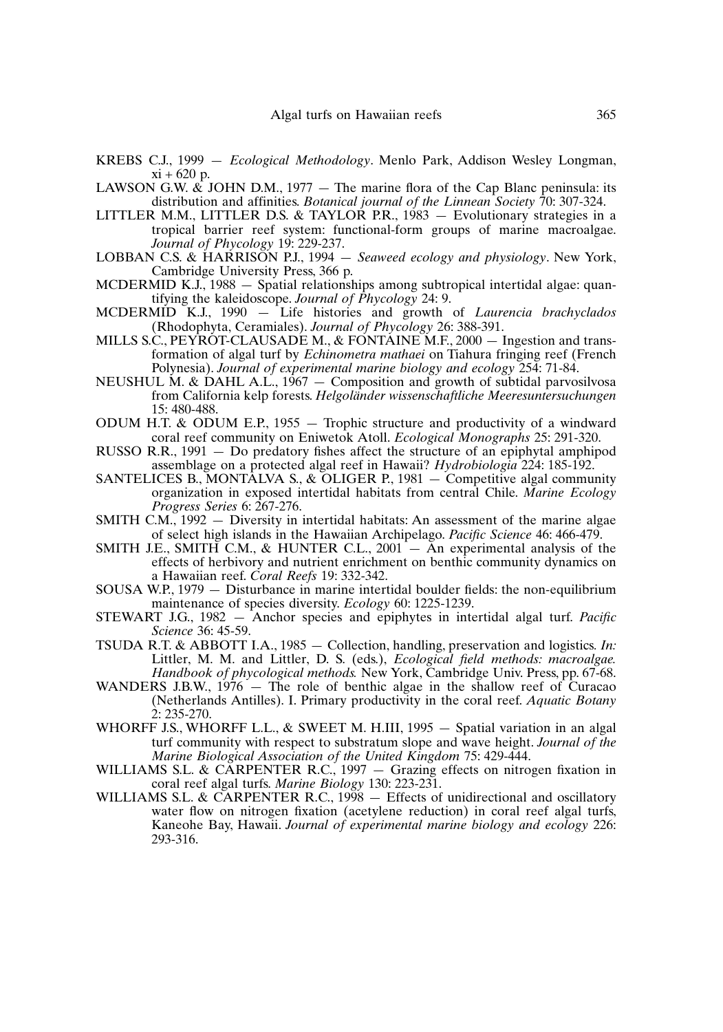KREBS C.J., 1999 — *Ecological Methodology*. Menlo Park, Addison Wesley Longman, xi + 620 p.

LAWSON G.W. & JOHN D.M., 1977 — The marine flora of the Cap Blanc peninsula: its distribution and affinities. *Botanical journal of the Linnean Society* 70: 307-324.

LITTLER M.M., LITTLER D.S. & TAYLOR P.R., 1983 — Evolutionary strategies in a tropical barrier reef system: functional-form groups of marine macroalgae. *Journal of Phycology* 19: 229-237.

LOBBAN C.S. & HARRISON P.J., 1994 — *Seaweed ecology and physiology*. New York, Cambridge University Press, 366 p.

MCDERMID K.J., 1988 — Spatial relationships among subtropical intertidal algae: quantifying the kaleidoscope. *Journal of Phycology* 24: 9.

MCDERMID K.J., 1990 — Life histories and growth of *Laurencia brachyclados* (Rhodophyta, Ceramiales). *Journal of Phycology* 26: 388-391.

MILLS S.C., PEYROT-CLAUSADE M., & FONTAINE M.F., 2000 — Ingestion and transformation of algal turf by *Echinometra mathaei* on Tiahura fringing reef (French Polynesia). *Journal of experimental marine biology and ecology* 254: 71-84.

NEUSHUL M. & DAHL A.L., 1967 — Composition and growth of subtidal parvosilvosa from California kelp forests. *Helgoländer wissenschaftliche Meeresuntersuchungen* 15: 480-488.

ODUM H.T. & ODUM E.P., 1955 — Trophic structure and productivity of a windward coral reef community on Eniwetok Atoll. *Ecological Monographs* 25: 291-320.

RUSSO R.R., 1991 — Do predatory fishes affect the structure of an epiphytal amphipod assemblage on a protected algal reef in Hawaii? *Hydrobiologia* 224: 185-192.

SANTELICES B., MONTALVA S., & OLIGER P., 1981 — Competitive algal community organization in exposed intertidal habitats from central Chile. *Marine Ecology Progress Series* 6: 267-276.

SMITH C.M., 1992 — Diversity in intertidal habitats: An assessment of the marine algae of select high islands in the Hawaiian Archipelago. *Pacific Science* 46: 466-479.

SMITH J.E., SMITH C.M., & HUNTER C.L., 2001 — An experimental analysis of the effects of herbivory and nutrient enrichment on benthic community dynamics on a Hawaiian reef. *Coral Reefs* 19: 332-342.

SOUSA W.P., 1979 — Disturbance in marine intertidal boulder fields: the non-equilibrium maintenance of species diversity. *Ecology* 60: 1225-1239.

STEWART J.G., 1982 — Anchor species and epiphytes in intertidal algal turf. *Pacific Science* 36: 45-59.

TSUDA R.T. & ABBOTT I.A., 1985 — Collection, handling, preservation and logistics. *In:* Littler, M. M. and Littler, D. S. (eds.), *Ecological field methods: macroalgae. Handbook of phycological methods.* New York, Cambridge Univ. Press, pp. 67-68.

WANDERS J.B.W., 1976 — The role of benthic algae in the shallow reef of Curacao (Netherlands Antilles). I. Primary productivity in the coral reef. *Aquatic Botany* 2: 235-270.

WHORFF J.S., WHORFF L.L., & SWEET M. H.III, 1995 — Spatial variation in an algal turf community with respect to substratum slope and wave height. *Journal of the Marine Biological Association of the United Kingdom* 75: 429-444.

WILLIAMS S.L. & CARPENTER R.C., 1997 — Grazing effects on nitrogen fixation in coral reef algal turfs. *Marine Biology* 130: 223-231.

WILLIAMS S.L. & CARPENTER R.C., 1998 — Effects of unidirectional and oscillatory water flow on nitrogen fixation (acetylene reduction) in coral reef algal turfs, Kaneohe Bay, Hawaii. *Journal of experimental marine biology and ecology* 226: 293-316.